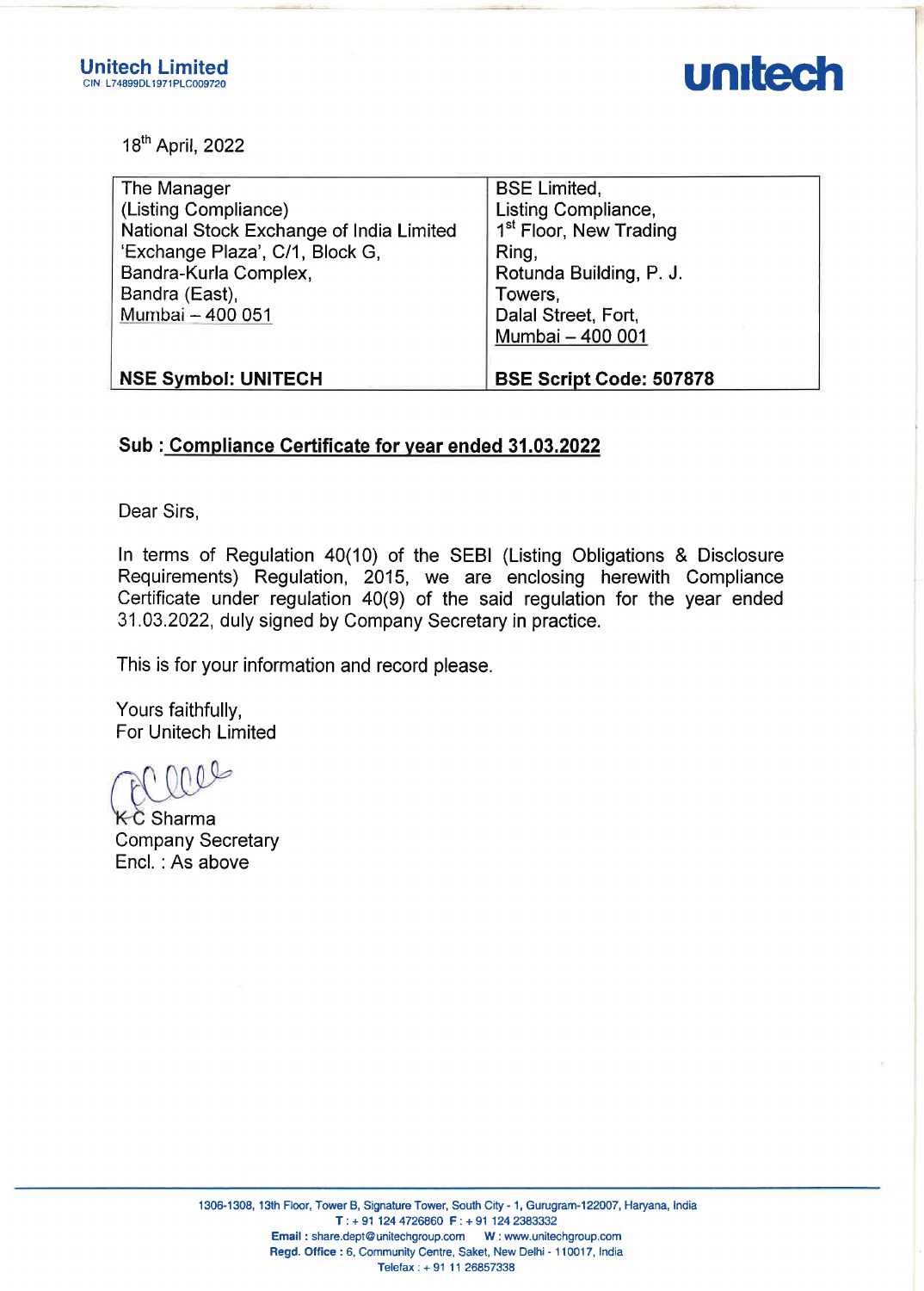**Unitech Limited**
CIN: L74899DL1971PLC009720

**unitech**

18th April, 2022

| | |
|---|---|
| The Manager<br>(Listing Compliance)<br>National Stock Exchange of India Limited<br>'Exchange Plaza', C/1, Block G,<br>Bandra-Kurla Complex,<br>Bandra (East),<br>Mumbai – 400 051 | BSE Limited,<br>Listing Compliance,<br>1st Floor, New Trading Ring,<br>Rotunda Building, P. J. Towers,<br>Dalal Street, Fort,<br>Mumbai – 400 001 |
| **NSE Symbol: UNITECH** | **BSE Script Code: 507878** |

**Sub : Compliance Certificate for year ended 31.03.2022**

Dear Sirs,

In terms of Regulation 40(10) of the SEBI (Listing Obligations & Disclosure Requirements) Regulation, 2015, we are enclosing herewith Compliance Certificate under regulation 40(9) of the said regulation for the year ended 31.03.2022, duly signed by Company Secretary in practice.

This is for your information and record please.

Yours faithfully,
For Unitech Limited

K C Sharma
Company Secretary
Encl. : As above

1306-1308, 13th Floor, Tower B, Signature Tower, South City - 1, Gurugram-122007, Haryana, India
T : + 91 124 4726860 F : + 91 124 2383332
Email : share.dept@unitechgroup.com W : www.unitechgroup.com
Regd. Office : 6, Community Centre, Saket, New Delhi - 110017, India
Telefax : + 91 11 26857338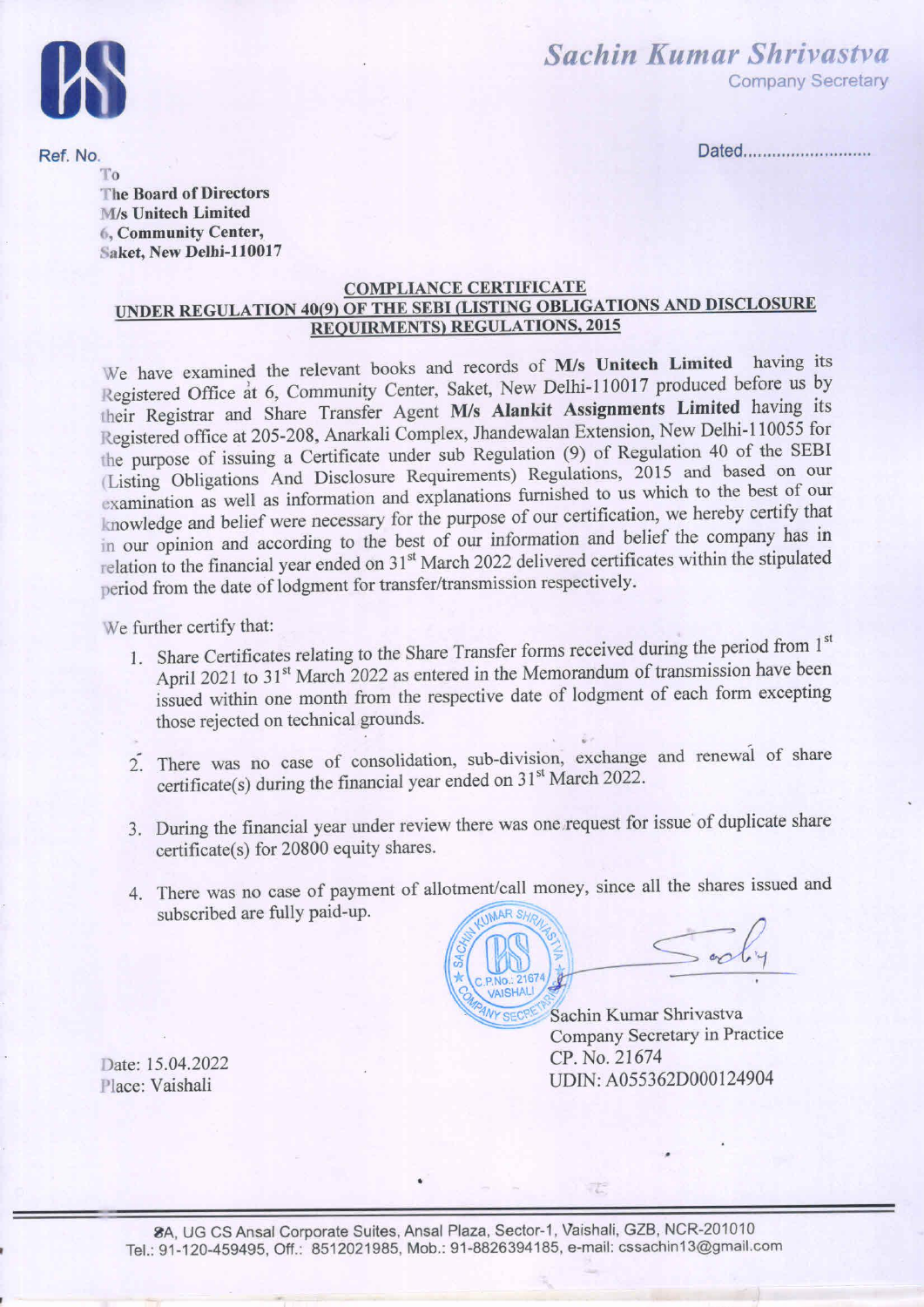**Sachin Kumar Shrivastva**
Company Secretary

Ref. No.

Dated...........................

To
**The Board of Directors**
**M/s Unitech Limited**
**6, Community Center,**
**Saket, New Delhi-110017**

## COMPLIANCE CERTIFICATE
## UNDER REGULATION 40(9) OF THE SEBI (LISTING OBLIGATIONS AND DISCLOSURE REQUIRMENTS) REGULATIONS, 2015

We have examined the relevant books and records of **M/s Unitech Limited** having its Registered Office at 6, Community Center, Saket, New Delhi-110017 produced before us by their Registrar and Share Transfer Agent **M/s Alankit Assignments Limited** having its Registered office at 205-208, Anarkali Complex, Jhandewalan Extension, New Delhi-110055 for the purpose of issuing a Certificate under sub Regulation (9) of Regulation 40 of the SEBI (Listing Obligations And Disclosure Requirements) Regulations, 2015 and based on our examination as well as information and explanations furnished to us which to the best of our knowledge and belief were necessary for the purpose of our certification, we hereby certify that in our opinion and according to the best of our information and belief the company has in relation to the financial year ended on 31st March 2022 delivered certificates within the stipulated period from the date of lodgment for transfer/transmission respectively.

We further certify that:

1. Share Certificates relating to the Share Transfer forms received during the period from 1st April 2021 to 31st March 2022 as entered in the Memorandum of transmission have been issued within one month from the respective date of lodgment of each form excepting those rejected on technical grounds.
2. There was no case of consolidation, sub-division, exchange and renewal of share certificate(s) during the financial year ended on 31st March 2022.
3. During the financial year under review there was one request for issue of duplicate share certificate(s) for 20800 equity shares.
4. There was no case of payment of allotment/call money, since all the shares issued and subscribed are fully paid-up.

Sachin Kumar Shrivastva
Company Secretary in Practice
CP. No. 21674
UDIN: A055362D000124904

Date: 15.04.2022
Place: Vaishali

8A, UG CS Ansal Corporate Suites, Ansal Plaza, Sector-1, Vaishali, GZB, NCR-201010
Tel.: 91-120-459495, Off.: 8512021985, Mob.: 91-8826394185, e-mail: cssachin13@gmail.com